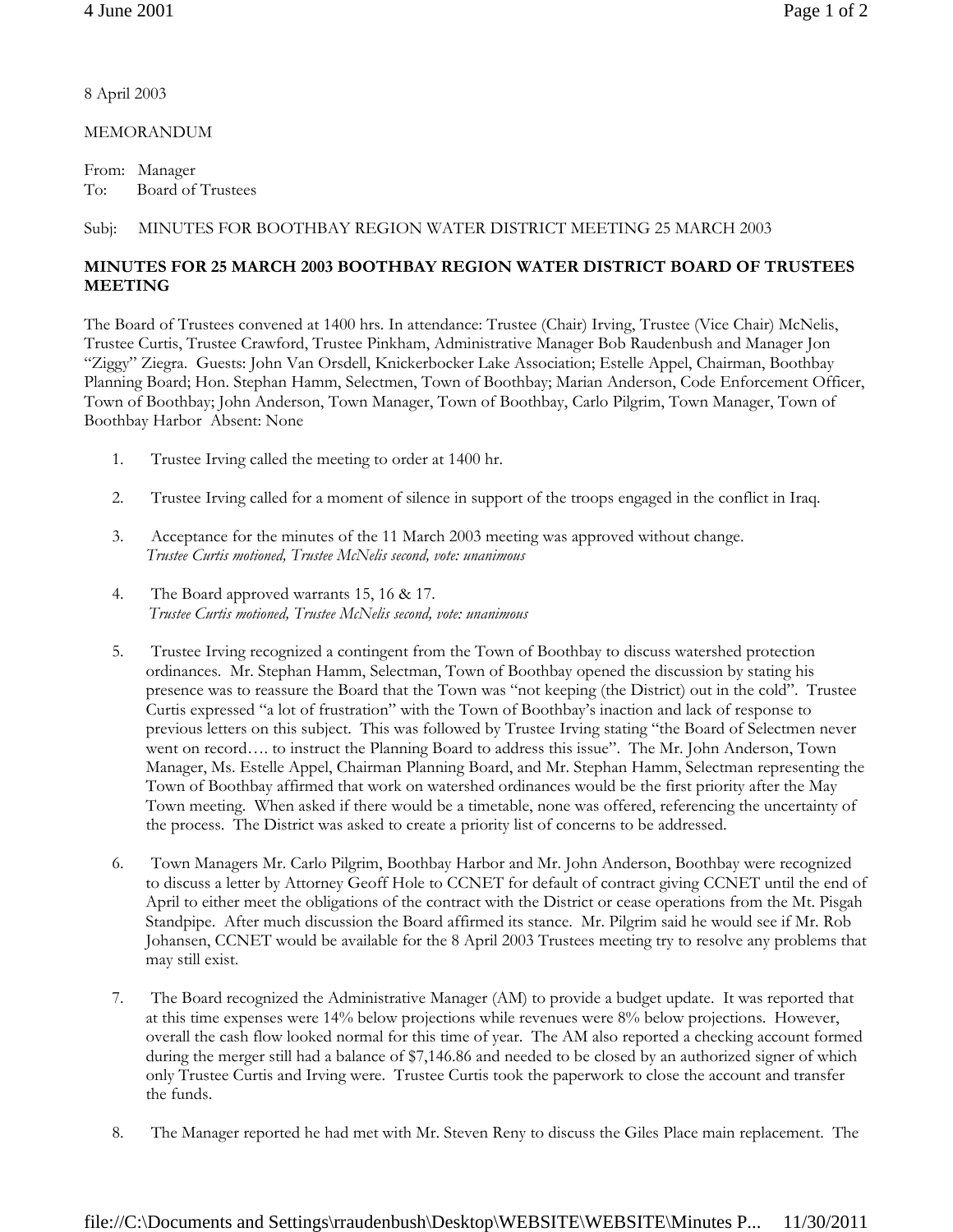8 April 2003

MEMORANDUM

From: Manager
To: Board of Trustees

Subj: MINUTES FOR BOOTHBAY REGION WATER DISTRICT MEETING 25 MARCH 2003

**MINUTES FOR 25 MARCH 2003 BOOTHBAY REGION WATER DISTRICT BOARD OF TRUSTEES MEETING**

The Board of Trustees convened at 1400 hrs. In attendance: Trustee (Chair) Irving, Trustee (Vice Chair) McNelis, Trustee Curtis, Trustee Crawford, Trustee Pinkham, Administrative Manager Bob Raudenbush and Manager Jon "Ziggy" Ziegra. Guests: John Van Orsdell, Knickerbocker Lake Association; Estelle Appel, Chairman, Boothbay Planning Board; Hon. Stephan Hamm, Selectmen, Town of Boothbay; Marian Anderson, Code Enforcement Officer, Town of Boothbay; John Anderson, Town Manager, Town of Boothbay, Carlo Pilgrim, Town Manager, Town of Boothbay Harbor Absent: None

1. Trustee Irving called the meeting to order at 1400 hr.

2. Trustee Irving called for a moment of silence in support of the troops engaged in the conflict in Iraq.

3. Acceptance for the minutes of the 11 March 2003 meeting was approved without change.
   *Trustee Curtis motioned, Trustee McNelis second, vote: unanimous*

4. The Board approved warrants 15, 16 & 17.
   *Trustee Curtis motioned, Trustee McNelis second, vote: unanimous*

5. Trustee Irving recognized a contingent from the Town of Boothbay to discuss watershed protection ordinances. Mr. Stephan Hamm, Selectman, Town of Boothbay opened the discussion by stating his presence was to reassure the Board that the Town was "not keeping (the District) out in the cold". Trustee Curtis expressed "a lot of frustration" with the Town of Boothbay's inaction and lack of response to previous letters on this subject. This was followed by Trustee Irving stating "the Board of Selectmen never went on record…. to instruct the Planning Board to address this issue". The Mr. John Anderson, Town Manager, Ms. Estelle Appel, Chairman Planning Board, and Mr. Stephan Hamm, Selectman representing the Town of Boothbay affirmed that work on watershed ordinances would be the first priority after the May Town meeting. When asked if there would be a timetable, none was offered, referencing the uncertainty of the process. The District was asked to create a priority list of concerns to be addressed.

6. Town Managers Mr. Carlo Pilgrim, Boothbay Harbor and Mr. John Anderson, Boothbay were recognized to discuss a letter by Attorney Geoff Hole to CCNET for default of contract giving CCNET until the end of April to either meet the obligations of the contract with the District or cease operations from the Mt. Pisgah Standpipe. After much discussion the Board affirmed its stance. Mr. Pilgrim said he would see if Mr. Rob Johansen, CCNET would be available for the 8 April 2003 Trustees meeting try to resolve any problems that may still exist.

7. The Board recognized the Administrative Manager (AM) to provide a budget update. It was reported that at this time expenses were 14% below projections while revenues were 8% below projections. However, overall the cash flow looked normal for this time of year. The AM also reported a checking account formed during the merger still had a balance of $7,146.86 and needed to be closed by an authorized signer of which only Trustee Curtis and Irving were. Trustee Curtis took the paperwork to close the account and transfer the funds.

8. The Manager reported he had met with Mr. Steven Reny to discuss the Giles Place main replacement. The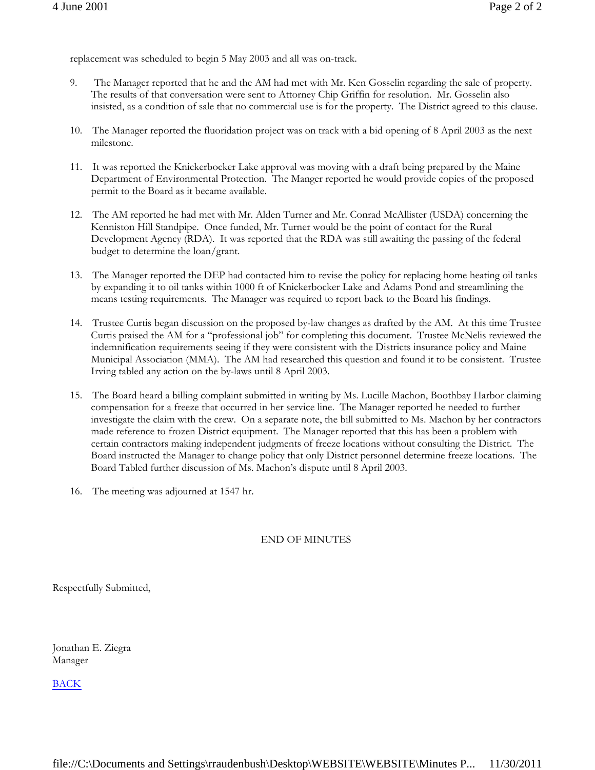replacement was scheduled to begin 5 May 2003 and all was on-track.

9. The Manager reported that he and the AM had met with Mr. Ken Gosselin regarding the sale of property. The results of that conversation were sent to Attorney Chip Griffin for resolution. Mr. Gosselin also insisted, as a condition of sale that no commercial use is for the property. The District agreed to this clause.

10. The Manager reported the fluoridation project was on track with a bid opening of 8 April 2003 as the next milestone.

11. It was reported the Knickerbocker Lake approval was moving with a draft being prepared by the Maine Department of Environmental Protection. The Manger reported he would provide copies of the proposed permit to the Board as it became available.

12. The AM reported he had met with Mr. Alden Turner and Mr. Conrad McAllister (USDA) concerning the Kenniston Hill Standpipe. Once funded, Mr. Turner would be the point of contact for the Rural Development Agency (RDA). It was reported that the RDA was still awaiting the passing of the federal budget to determine the loan/grant.

13. The Manager reported the DEP had contacted him to revise the policy for replacing home heating oil tanks by expanding it to oil tanks within 1000 ft of Knickerbocker Lake and Adams Pond and streamlining the means testing requirements. The Manager was required to report back to the Board his findings.

14. Trustee Curtis began discussion on the proposed by-law changes as drafted by the AM. At this time Trustee Curtis praised the AM for a "professional job" for completing this document. Trustee McNelis reviewed the indemnification requirements seeing if they were consistent with the Districts insurance policy and Maine Municipal Association (MMA). The AM had researched this question and found it to be consistent. Trustee Irving tabled any action on the by-laws until 8 April 2003.

15. The Board heard a billing complaint submitted in writing by Ms. Lucille Machon, Boothbay Harbor claiming compensation for a freeze that occurred in her service line. The Manager reported he needed to further investigate the claim with the crew. On a separate note, the bill submitted to Ms. Machon by her contractors made reference to frozen District equipment. The Manager reported that this has been a problem with certain contractors making independent judgments of freeze locations without consulting the District. The Board instructed the Manager to change policy that only District personnel determine freeze locations. The Board Tabled further discussion of Ms. Machon's dispute until 8 April 2003.

16. The meeting was adjourned at 1547 hr.

END OF MINUTES

Respectfully Submitted,

Jonathan E. Ziegra
Manager

BACK